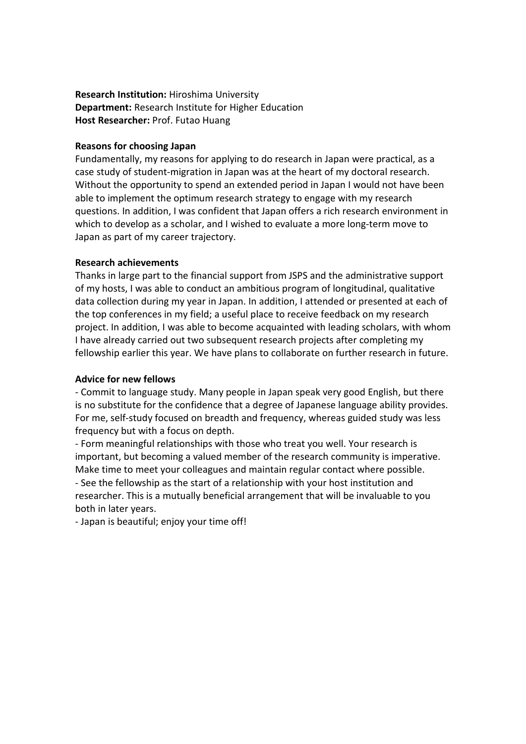**Research Institution:** Hiroshima University
**Department:** Research Institute for Higher Education
**Host Researcher:** Prof. Futao Huang

**Reasons for choosing Japan**

Fundamentally, my reasons for applying to do research in Japan were practical, as a case study of student-migration in Japan was at the heart of my doctoral research. Without the opportunity to spend an extended period in Japan I would not have been able to implement the optimum research strategy to engage with my research questions. In addition, I was confident that Japan offers a rich research environment in which to develop as a scholar, and I wished to evaluate a more long-term move to Japan as part of my career trajectory.

**Research achievements**

Thanks in large part to the financial support from JSPS and the administrative support of my hosts, I was able to conduct an ambitious program of longitudinal, qualitative data collection during my year in Japan. In addition, I attended or presented at each of the top conferences in my field; a useful place to receive feedback on my research project. In addition, I was able to become acquainted with leading scholars, with whom I have already carried out two subsequent research projects after completing my fellowship earlier this year. We have plans to collaborate on further research in future.

**Advice for new fellows**

- Commit to language study. Many people in Japan speak very good English, but there is no substitute for the confidence that a degree of Japanese language ability provides. For me, self-study focused on breadth and frequency, whereas guided study was less frequency but with a focus on depth.
- Form meaningful relationships with those who treat you well. Your research is important, but becoming a valued member of the research community is imperative. Make time to meet your colleagues and maintain regular contact where possible.
- See the fellowship as the start of a relationship with your host institution and researcher. This is a mutually beneficial arrangement that will be invaluable to you both in later years.
- Japan is beautiful; enjoy your time off!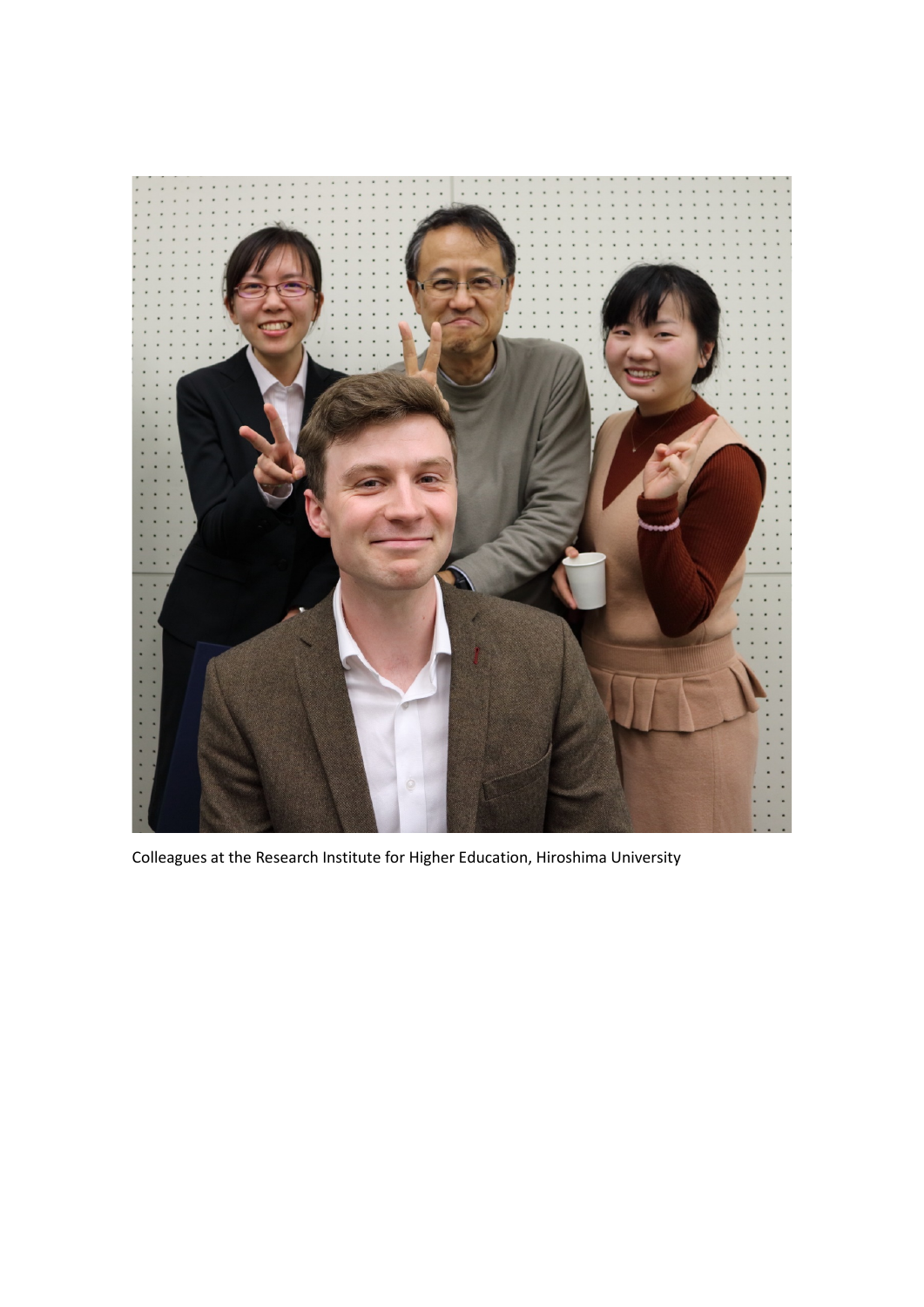Colleagues at the Research Institute for Higher Education, Hiroshima University